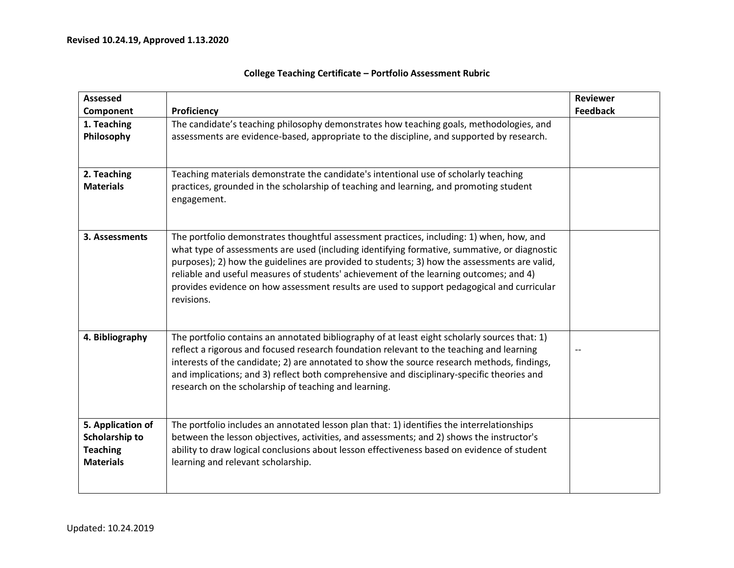**Revised 10.24.19, Approved 1.13.2020**

## College Teaching Certificate – Portfolio Assessment Rubric

| Assessed Component | Proficiency | Reviewer Feedback |
|---|---|---|
| **1. Teaching Philosophy** | The candidate's teaching philosophy demonstrates how teaching goals, methodologies, and assessments are evidence-based, appropriate to the discipline, and supported by research. | |
| **2. Teaching Materials** | Teaching materials demonstrate the candidate's intentional use of scholarly teaching practices, grounded in the scholarship of teaching and learning, and promoting student engagement. | |
| **3. Assessments** | The portfolio demonstrates thoughtful assessment practices, including: 1) when, how, and what type of assessments are used (including identifying formative, summative, or diagnostic purposes); 2) how the guidelines are provided to students; 3) how the assessments are valid, reliable and useful measures of students' achievement of the learning outcomes; and 4) provides evidence on how assessment results are used to support pedagogical and curricular revisions. | |
| **4. Bibliography** | The portfolio contains an annotated bibliography of at least eight scholarly sources that: 1) reflect a rigorous and focused research foundation relevant to the teaching and learning interests of the candidate; 2) are annotated to show the source research methods, findings, and implications; and 3) reflect both comprehensive and disciplinary-specific theories and research on the scholarship of teaching and learning. | -- |
| **5. Application of Scholarship to Teaching Materials** | The portfolio includes an annotated lesson plan that: 1) identifies the interrelationships between the lesson objectives, activities, and assessments; and 2) shows the instructor's ability to draw logical conclusions about lesson effectiveness based on evidence of student learning and relevant scholarship. | |

Updated: 10.24.2019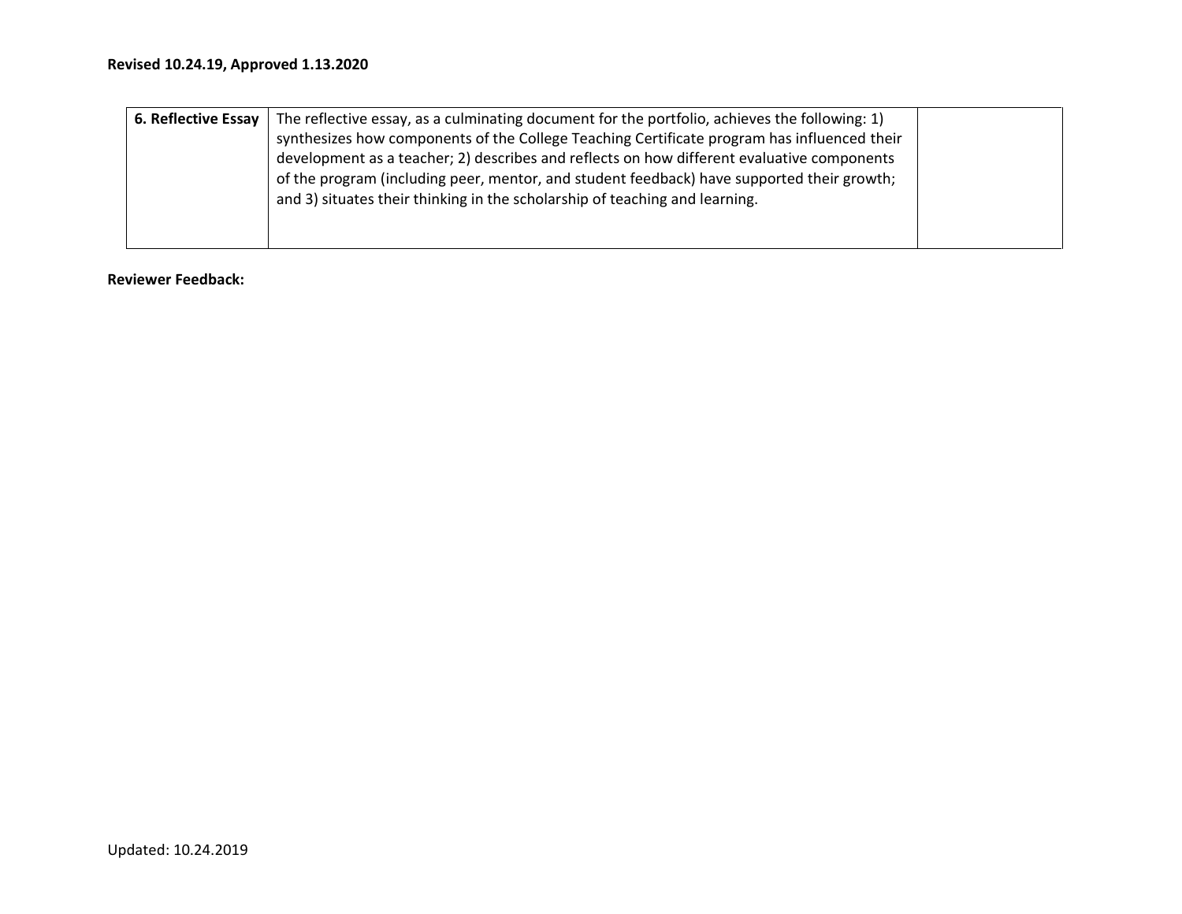| | | |
|---|---|---|
| **6. Reflective Essay** | The reflective essay, as a culminating document for the portfolio, achieves the following: 1) synthesizes how components of the College Teaching Certificate program has influenced their development as a teacher; 2) describes and reflects on how different evaluative components of the program (including peer, mentor, and student feedback) have supported their growth; and 3) situates their thinking in the scholarship of teaching and learning. | |

**Reviewer Feedback:**